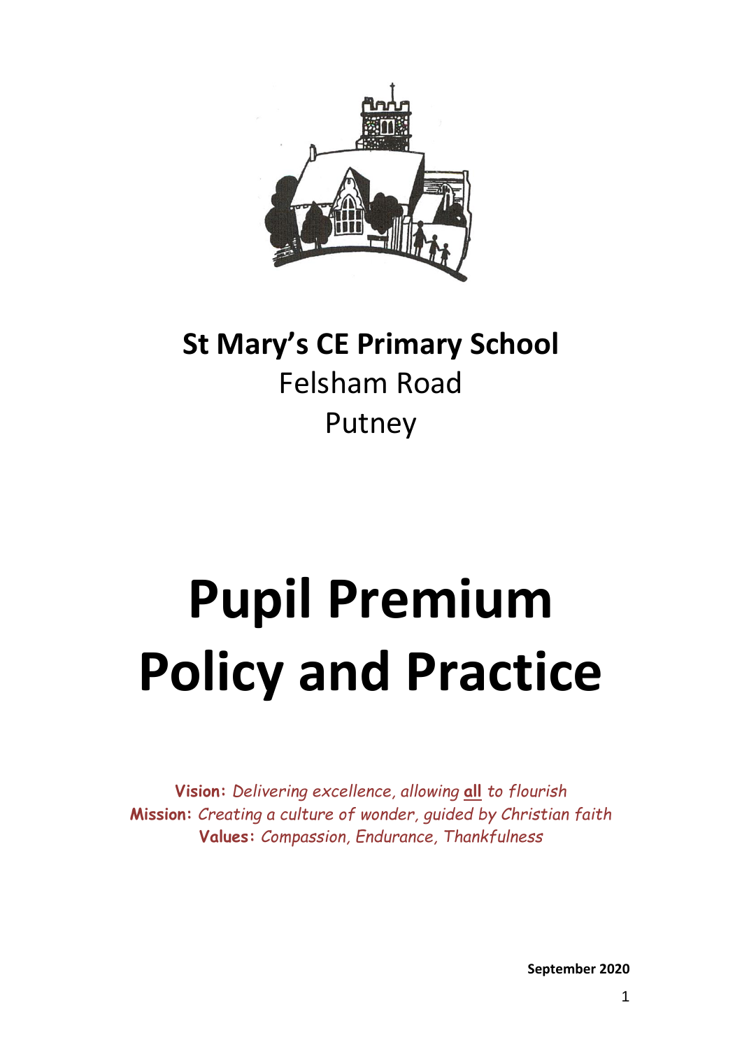**St Mary's CE Primary School**
Felsham Road
Putney

# Pupil Premium Policy and Practice

**Vision:** *Delivering excellence, allowing* ***all*** *to flourish*
**Mission:** *Creating a culture of wonder, guided by Christian faith*
**Values:** *Compassion, Endurance, Thankfulness*

**September 2020**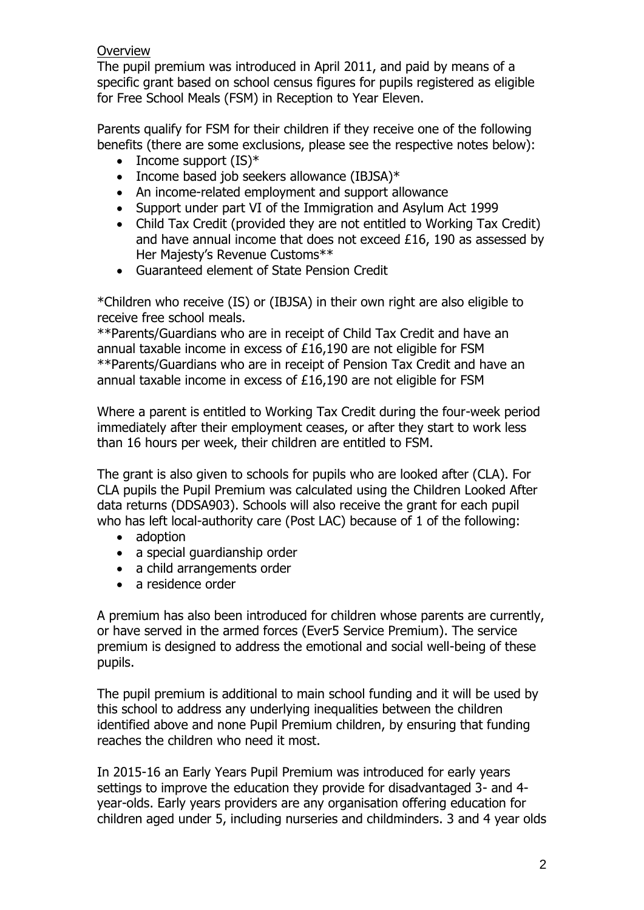## Overview

The pupil premium was introduced in April 2011, and paid by means of a specific grant based on school census figures for pupils registered as eligible for Free School Meals (FSM) in Reception to Year Eleven.

Parents qualify for FSM for their children if they receive one of the following benefits (there are some exclusions, please see the respective notes below):

- Income support (IS)*
- Income based job seekers allowance (IBJSA)*
- An income-related employment and support allowance
- Support under part VI of the Immigration and Asylum Act 1999
- Child Tax Credit (provided they are not entitled to Working Tax Credit) and have annual income that does not exceed £16, 190 as assessed by Her Majesty's Revenue Customs**
- Guaranteed element of State Pension Credit

*Children who receive (IS) or (IBJSA) in their own right are also eligible to receive free school meals.
**Parents/Guardians who are in receipt of Child Tax Credit and have an annual taxable income in excess of £16,190 are not eligible for FSM
**Parents/Guardians who are in receipt of Pension Tax Credit and have an annual taxable income in excess of £16,190 are not eligible for FSM

Where a parent is entitled to Working Tax Credit during the four-week period immediately after their employment ceases, or after they start to work less than 16 hours per week, their children are entitled to FSM.

The grant is also given to schools for pupils who are looked after (CLA). For CLA pupils the Pupil Premium was calculated using the Children Looked After data returns (DDSA903). Schools will also receive the grant for each pupil who has left local-authority care (Post LAC) because of 1 of the following:

- adoption
- a special guardianship order
- a child arrangements order
- a residence order

A premium has also been introduced for children whose parents are currently, or have served in the armed forces (Ever5 Service Premium). The service premium is designed to address the emotional and social well-being of these pupils.

The pupil premium is additional to main school funding and it will be used by this school to address any underlying inequalities between the children identified above and none Pupil Premium children, by ensuring that funding reaches the children who need it most.

In 2015-16 an Early Years Pupil Premium was introduced for early years settings to improve the education they provide for disadvantaged 3- and 4-year-olds. Early years providers are any organisation offering education for children aged under 5, including nurseries and childminders. 3 and 4 year olds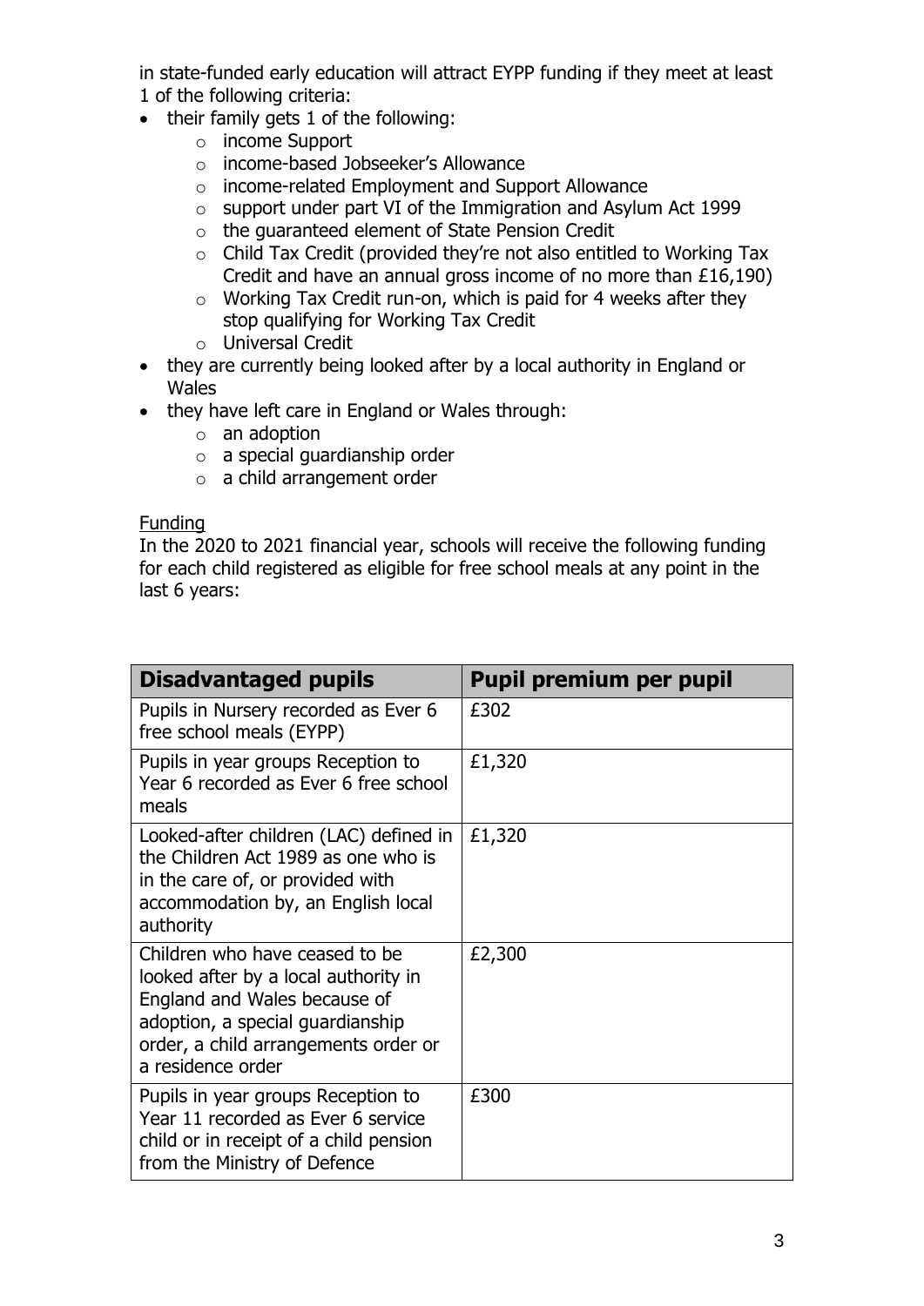in state-funded early education will attract EYPP funding if they meet at least 1 of the following criteria:

- their family gets 1 of the following:
  - income Support
  - income-based Jobseeker's Allowance
  - income-related Employment and Support Allowance
  - support under part VI of the Immigration and Asylum Act 1999
  - the guaranteed element of State Pension Credit
  - Child Tax Credit (provided they're not also entitled to Working Tax Credit and have an annual gross income of no more than £16,190)
  - Working Tax Credit run-on, which is paid for 4 weeks after they stop qualifying for Working Tax Credit
  - Universal Credit
- they are currently being looked after by a local authority in England or Wales
- they have left care in England or Wales through:
  - an adoption
  - a special guardianship order
  - a child arrangement order

Funding

In the 2020 to 2021 financial year, schools will receive the following funding for each child registered as eligible for free school meals at any point in the last 6 years:

| Disadvantaged pupils | Pupil premium per pupil |
| --- | --- |
| Pupils in Nursery recorded as Ever 6 free school meals (EYPP) | £302 |
| Pupils in year groups Reception to Year 6 recorded as Ever 6 free school meals | £1,320 |
| Looked-after children (LAC) defined in the Children Act 1989 as one who is in the care of, or provided with accommodation by, an English local authority | £1,320 |
| Children who have ceased to be looked after by a local authority in England and Wales because of adoption, a special guardianship order, a child arrangements order or a residence order | £2,300 |
| Pupils in year groups Reception to Year 11 recorded as Ever 6 service child or in receipt of a child pension from the Ministry of Defence | £300 |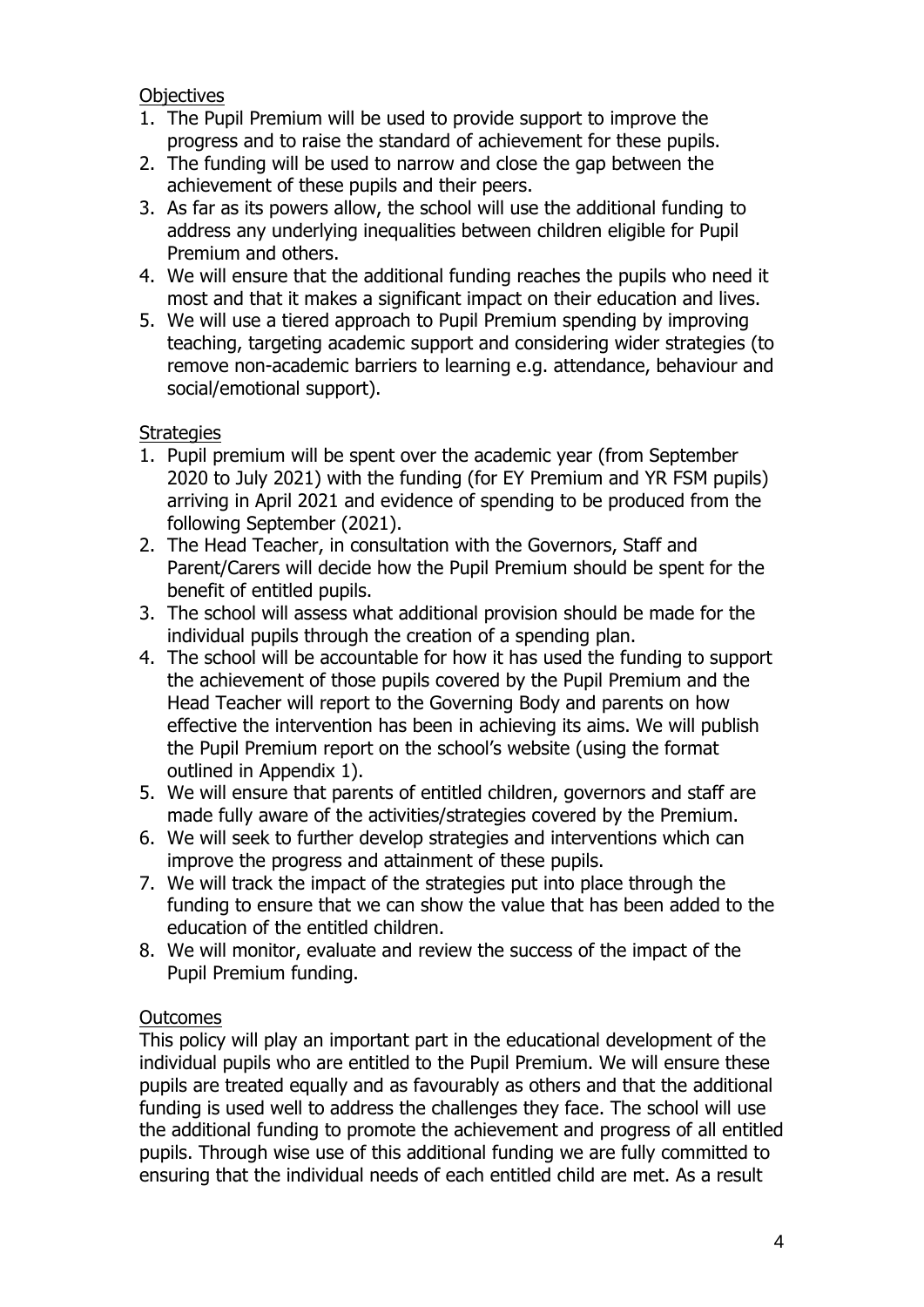Objectives

1. The Pupil Premium will be used to provide support to improve the progress and to raise the standard of achievement for these pupils.
2. The funding will be used to narrow and close the gap between the achievement of these pupils and their peers.
3. As far as its powers allow, the school will use the additional funding to address any underlying inequalities between children eligible for Pupil Premium and others.
4. We will ensure that the additional funding reaches the pupils who need it most and that it makes a significant impact on their education and lives.
5. We will use a tiered approach to Pupil Premium spending by improving teaching, targeting academic support and considering wider strategies (to remove non-academic barriers to learning e.g. attendance, behaviour and social/emotional support).

Strategies

1. Pupil premium will be spent over the academic year (from September 2020 to July 2021) with the funding (for EY Premium and YR FSM pupils) arriving in April 2021 and evidence of spending to be produced from the following September (2021).
2. The Head Teacher, in consultation with the Governors, Staff and Parent/Carers will decide how the Pupil Premium should be spent for the benefit of entitled pupils.
3. The school will assess what additional provision should be made for the individual pupils through the creation of a spending plan.
4. The school will be accountable for how it has used the funding to support the achievement of those pupils covered by the Pupil Premium and the Head Teacher will report to the Governing Body and parents on how effective the intervention has been in achieving its aims. We will publish the Pupil Premium report on the school's website (using the format outlined in Appendix 1).
5. We will ensure that parents of entitled children, governors and staff are made fully aware of the activities/strategies covered by the Premium.
6. We will seek to further develop strategies and interventions which can improve the progress and attainment of these pupils.
7. We will track the impact of the strategies put into place through the funding to ensure that we can show the value that has been added to the education of the entitled children.
8. We will monitor, evaluate and review the success of the impact of the Pupil Premium funding.

Outcomes

This policy will play an important part in the educational development of the individual pupils who are entitled to the Pupil Premium. We will ensure these pupils are treated equally and as favourably as others and that the additional funding is used well to address the challenges they face. The school will use the additional funding to promote the achievement and progress of all entitled pupils. Through wise use of this additional funding we are fully committed to ensuring that the individual needs of each entitled child are met. As a result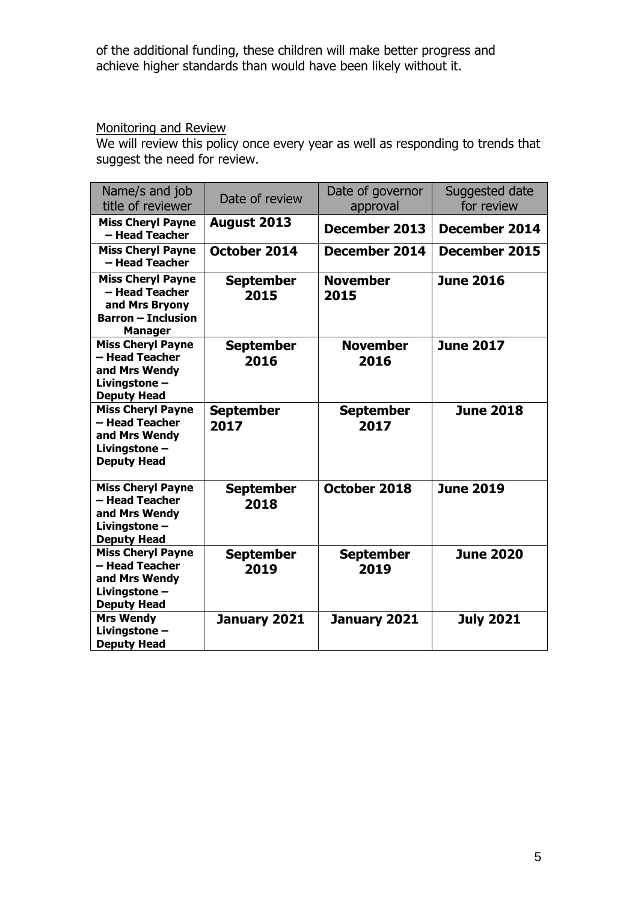of the additional funding, these children will make better progress and achieve higher standards than would have been likely without it.

## Monitoring and Review

We will review this policy once every year as well as responding to trends that suggest the need for review.

| Name/s and job title of reviewer | Date of review | Date of governor approval | Suggested date for review |
|---|---|---|---|
| **Miss Cheryl Payne – Head Teacher** | **August 2013** | **December 2013** | **December 2014** |
| **Miss Cheryl Payne – Head Teacher** | **October 2014** | **December 2014** | **December 2015** |
| **Miss Cheryl Payne – Head Teacher and Mrs Bryony Barron – Inclusion Manager** | **September 2015** | **November 2015** | **June 2016** |
| **Miss Cheryl Payne – Head Teacher and Mrs Wendy Livingstone – Deputy Head** | **September 2016** | **November 2016** | **June 2017** |
| **Miss Cheryl Payne – Head Teacher and Mrs Wendy Livingstone – Deputy Head** | **September 2017** | **September 2017** | **June 2018** |
| **Miss Cheryl Payne – Head Teacher and Mrs Wendy Livingstone – Deputy Head** | **September 2018** | **October 2018** | **June 2019** |
| **Miss Cheryl Payne – Head Teacher and Mrs Wendy Livingstone – Deputy Head** | **September 2019** | **September 2019** | **June 2020** |
| **Mrs Wendy Livingstone – Deputy Head** | **January 2021** | **January 2021** | **July 2021** |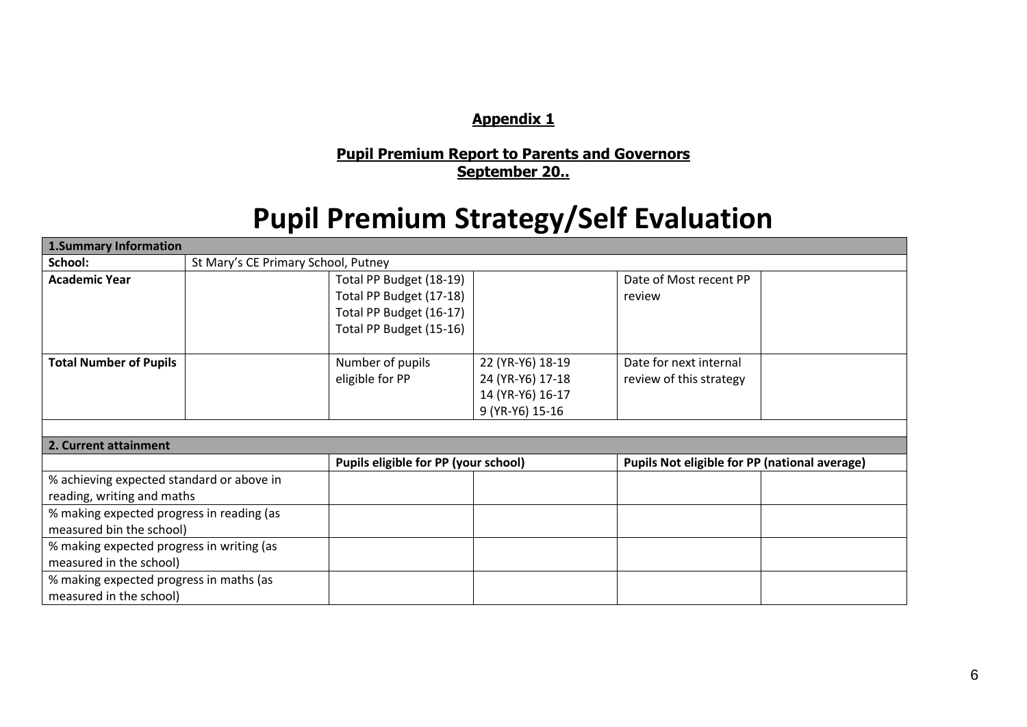**Appendix 1**

**Pupil Premium Report to Parents and Governors**
**September 20..**

# Pupil Premium Strategy/Self Evaluation

| **1.Summary Information** | | | | | |
|---|---|---|---|---|---|
| **School:** | St Mary's CE Primary School, Putney | | | | |
| **Academic Year** | | Total PP Budget (18-19)<br>Total PP Budget (17-18)<br>Total PP Budget (16-17)<br>Total PP Budget (15-16) | | Date of Most recent PP review | |
| **Total Number of Pupils** | | Number of pupils eligible for PP | 22 (YR-Y6) 18-19<br>24 (YR-Y6) 17-18<br>14 (YR-Y6) 16-17<br>9 (YR-Y6) 15-16 | Date for next internal review of this strategy | |
| | | | | | |
| **2. Current attainment** | | | | | |
| | | **Pupils eligible for PP (your school)** | | **Pupils Not eligible for PP (national average)** | |
| % achieving expected standard or above in reading, writing and maths | | | | | |
| % making expected progress in reading (as measured bin the school) | | | | | |
| % making expected progress in writing (as measured in the school) | | | | | |
| % making expected progress in maths (as measured in the school) | | | | | |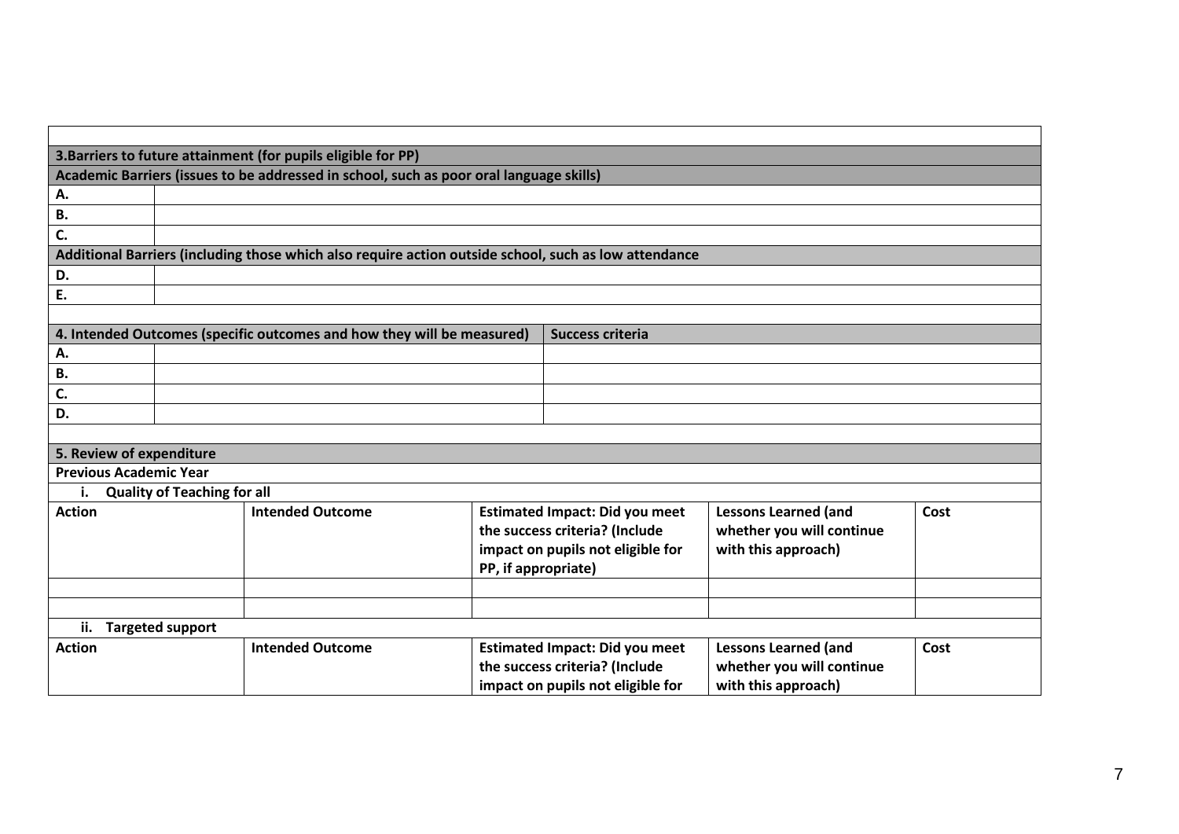| | |
|---|---|
| **3.Barriers to future attainment (for pupils eligible for PP)** | |
| **Academic Barriers (issues to be addressed in school, such as poor oral language skills)** | |
| **A.** | |
| **B.** | |
| **C.** | |
| **Additional Barriers (including those which also require action outside school, such as low attendance** | |
| **D.** | |
| **E.** | |

| | **4. Intended Outcomes (specific outcomes and how they will be measured)** | **Success criteria** |
|---|---|---|
| **A.** | | |
| **B.** | | |
| **C.** | | |
| **D.** | | |

**5. Review of expenditure**

**Previous Academic Year**

**i. Quality of Teaching for all**

| **Action** | **Intended Outcome** | **Estimated Impact: Did you meet the success criteria? (Include impact on pupils not eligible for PP, if appropriate)** | **Lessons Learned (and whether you will continue with this approach)** | **Cost** |
|---|---|---|---|---|
| | | | | |
| | | | | |

**ii. Targeted support**

| **Action** | **Intended Outcome** | **Estimated Impact: Did you meet the success criteria? (Include impact on pupils not eligible for** | **Lessons Learned (and whether you will continue with this approach)** | **Cost** |
|---|---|---|---|---|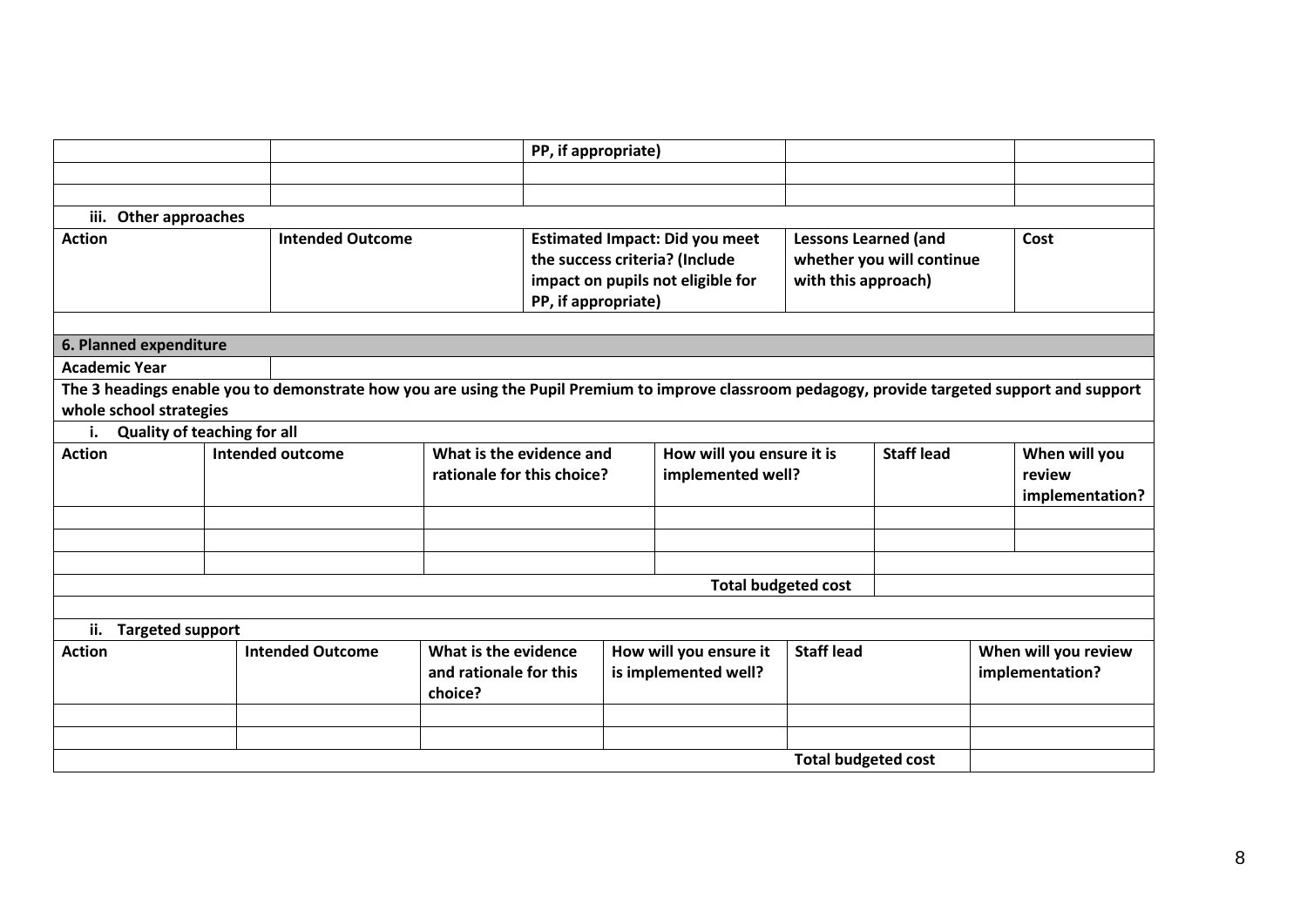| | | PP, if appropriate) | | |
|---|---|---|---|---|
| | | | | |
| | | | | |

**iii. Other approaches**

| Action | Intended Outcome | Estimated Impact: Did you meet the success criteria? (Include impact on pupils not eligible for PP, if appropriate) | Lessons Learned (and whether you will continue with this approach) | Cost |
|---|---|---|---|---|
| | | | | |

## 6. Planned expenditure

| Academic Year | |
|---|---|

**The 3 headings enable you to demonstrate how you are using the Pupil Premium to improve classroom pedagogy, provide targeted support and support whole school strategies**

**i. Quality of teaching for all**

| Action | Intended outcome | What is the evidence and rationale for this choice? | How will you ensure it is implemented well? | Staff lead | When will you review implementation? |
|---|---|---|---|---|---|
| | | | | | |
| | | | | | |
| | | | | | |
| | | | Total budgeted cost | | |

**ii. Targeted support**

| Action | Intended Outcome | What is the evidence and rationale for this choice? | How will you ensure it is implemented well? | Staff lead | When will you review implementation? |
|---|---|---|---|---|---|
| | | | | | |
| | | | | | |
| | | | | Total budgeted cost | |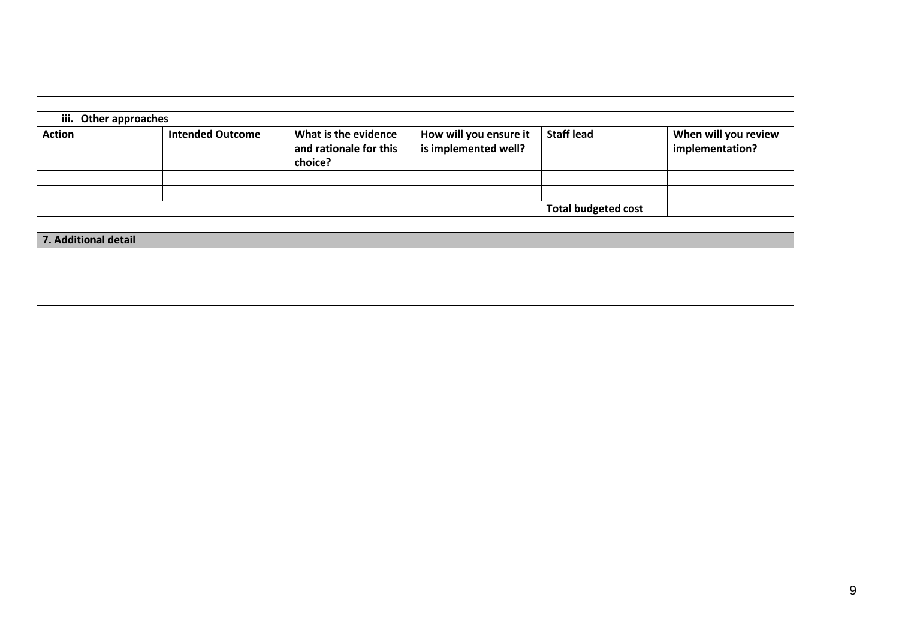| | | | | | |
|---|---|---|---|---|---|
| | | | | | |
| **iii. Other approaches** | | | | | |
| **Action** | **Intended Outcome** | **What is the evidence and rationale for this choice?** | **How will you ensure it is implemented well?** | **Staff lead** | **When will you review implementation?** |
| | | | | | |
| | | | | | |
| | | | | **Total budgeted cost** | |
| | | | | | |
| **7. Additional detail** | | | | | |
| | | | | | |